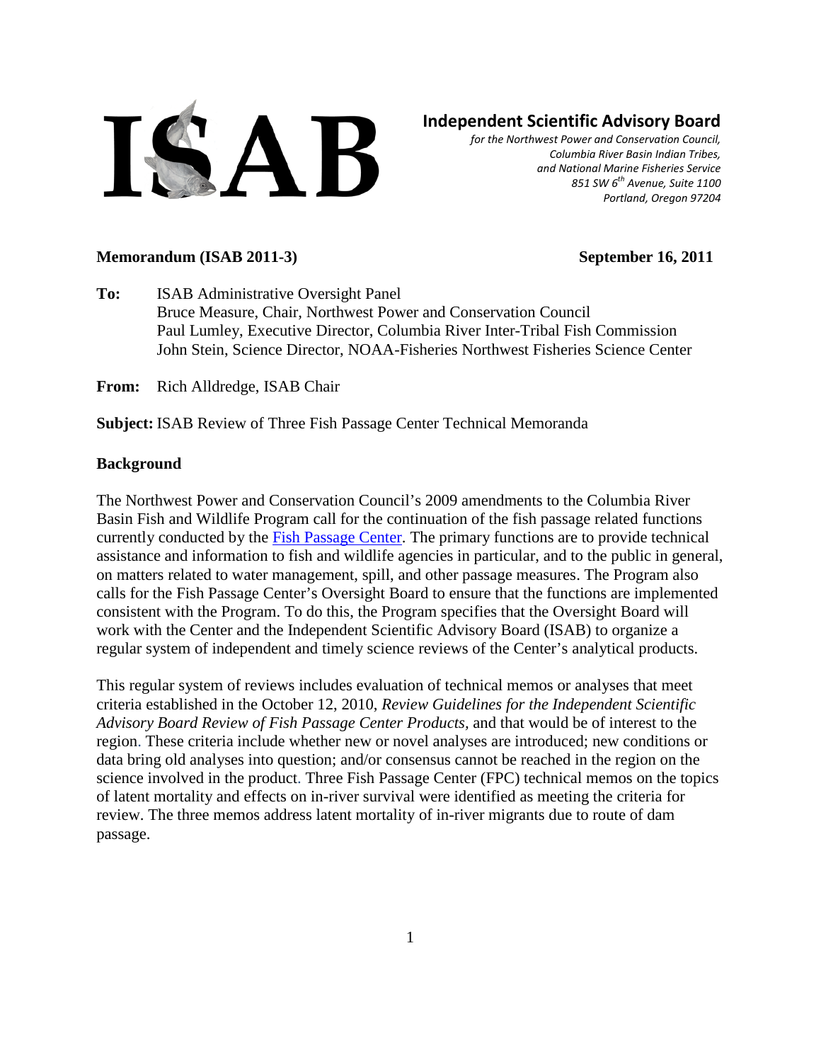# ISAB

## Independent Scientific Advisory Board

*for the Northwest Power and Conservation Council,*
*Columbia River Basin Indian Tribes,*
*and National Marine Fisheries Service*
*851 SW 6th Avenue, Suite 1100*
*Portland, Oregon 97204*

**Memorandum (ISAB 2011-3)** **September 16, 2011**

**To:** ISAB Administrative Oversight Panel
Bruce Measure, Chair, Northwest Power and Conservation Council
Paul Lumley, Executive Director, Columbia River Inter-Tribal Fish Commission
John Stein, Science Director, NOAA-Fisheries Northwest Fisheries Science Center

**From:** Rich Alldredge, ISAB Chair

**Subject:** ISAB Review of Three Fish Passage Center Technical Memoranda

### Background

The Northwest Power and Conservation Council's 2009 amendments to the Columbia River Basin Fish and Wildlife Program call for the continuation of the fish passage related functions currently conducted by the Fish Passage Center. The primary functions are to provide technical assistance and information to fish and wildlife agencies in particular, and to the public in general, on matters related to water management, spill, and other passage measures. The Program also calls for the Fish Passage Center's Oversight Board to ensure that the functions are implemented consistent with the Program. To do this, the Program specifies that the Oversight Board will work with the Center and the Independent Scientific Advisory Board (ISAB) to organize a regular system of independent and timely science reviews of the Center's analytical products.

This regular system of reviews includes evaluation of technical memos or analyses that meet criteria established in the October 12, 2010, *Review Guidelines for the Independent Scientific Advisory Board Review of Fish Passage Center Products,* and that would be of interest to the region. These criteria include whether new or novel analyses are introduced; new conditions or data bring old analyses into question; and/or consensus cannot be reached in the region on the science involved in the product. Three Fish Passage Center (FPC) technical memos on the topics of latent mortality and effects on in-river survival were identified as meeting the criteria for review. The three memos address latent mortality of in-river migrants due to route of dam passage.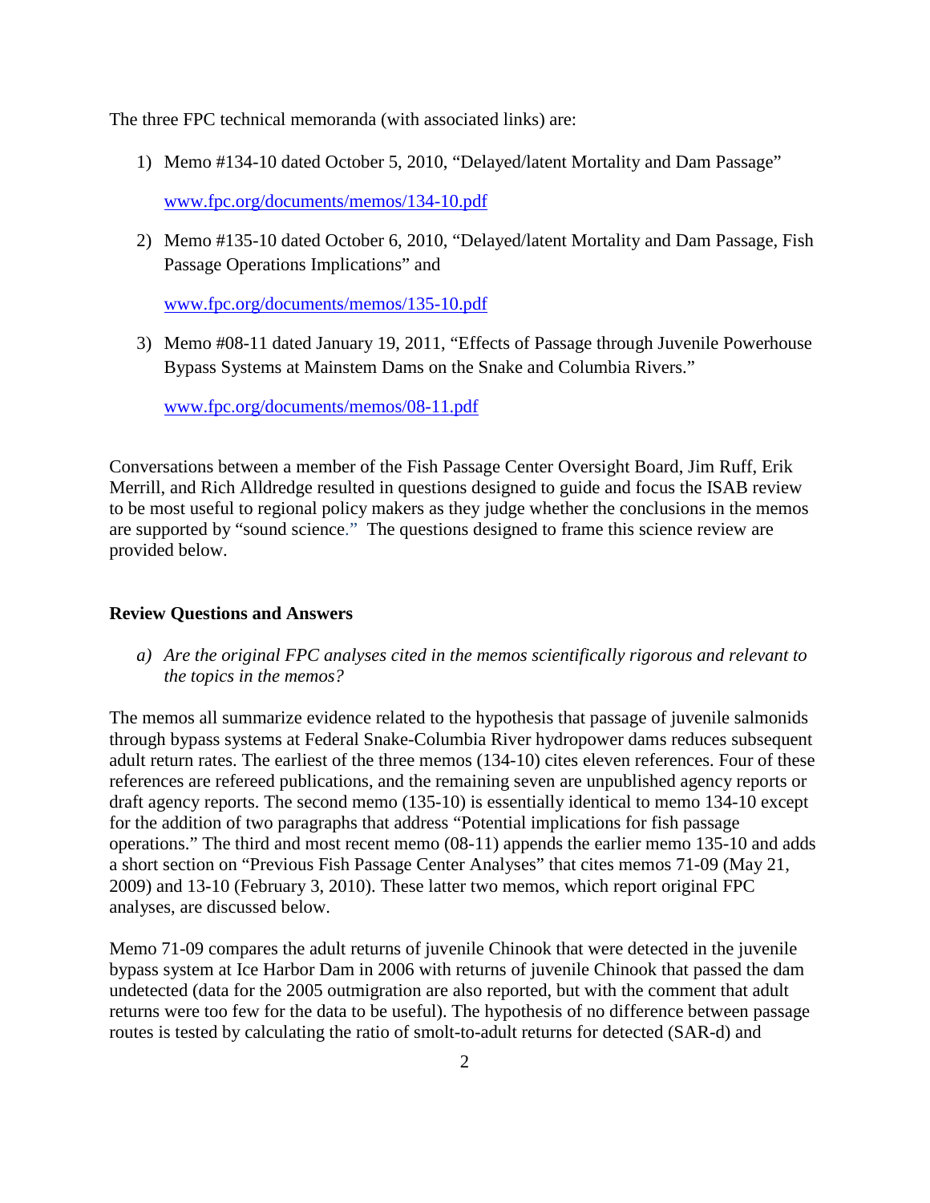The three FPC technical memoranda (with associated links) are:

1) Memo #134-10 dated October 5, 2010, "Delayed/latent Mortality and Dam Passage"

   www.fpc.org/documents/memos/134-10.pdf

2) Memo #135-10 dated October 6, 2010, "Delayed/latent Mortality and Dam Passage, Fish Passage Operations Implications" and

   www.fpc.org/documents/memos/135-10.pdf

3) Memo #08-11 dated January 19, 2011, "Effects of Passage through Juvenile Powerhouse Bypass Systems at Mainstem Dams on the Snake and Columbia Rivers."

   www.fpc.org/documents/memos/08-11.pdf

Conversations between a member of the Fish Passage Center Oversight Board, Jim Ruff, Erik Merrill, and Rich Alldredge resulted in questions designed to guide and focus the ISAB review to be most useful to regional policy makers as they judge whether the conclusions in the memos are supported by "sound science." The questions designed to frame this science review are provided below.

## Review Questions and Answers

a) *Are the original FPC analyses cited in the memos scientifically rigorous and relevant to the topics in the memos?*

The memos all summarize evidence related to the hypothesis that passage of juvenile salmonids through bypass systems at Federal Snake-Columbia River hydropower dams reduces subsequent adult return rates. The earliest of the three memos (134-10) cites eleven references. Four of these references are refereed publications, and the remaining seven are unpublished agency reports or draft agency reports. The second memo (135-10) is essentially identical to memo 134-10 except for the addition of two paragraphs that address "Potential implications for fish passage operations." The third and most recent memo (08-11) appends the earlier memo 135-10 and adds a short section on "Previous Fish Passage Center Analyses" that cites memos 71-09 (May 21, 2009) and 13-10 (February 3, 2010). These latter two memos, which report original FPC analyses, are discussed below.

Memo 71-09 compares the adult returns of juvenile Chinook that were detected in the juvenile bypass system at Ice Harbor Dam in 2006 with returns of juvenile Chinook that passed the dam undetected (data for the 2005 outmigration are also reported, but with the comment that adult returns were too few for the data to be useful). The hypothesis of no difference between passage routes is tested by calculating the ratio of smolt-to-adult returns for detected (SAR-d) and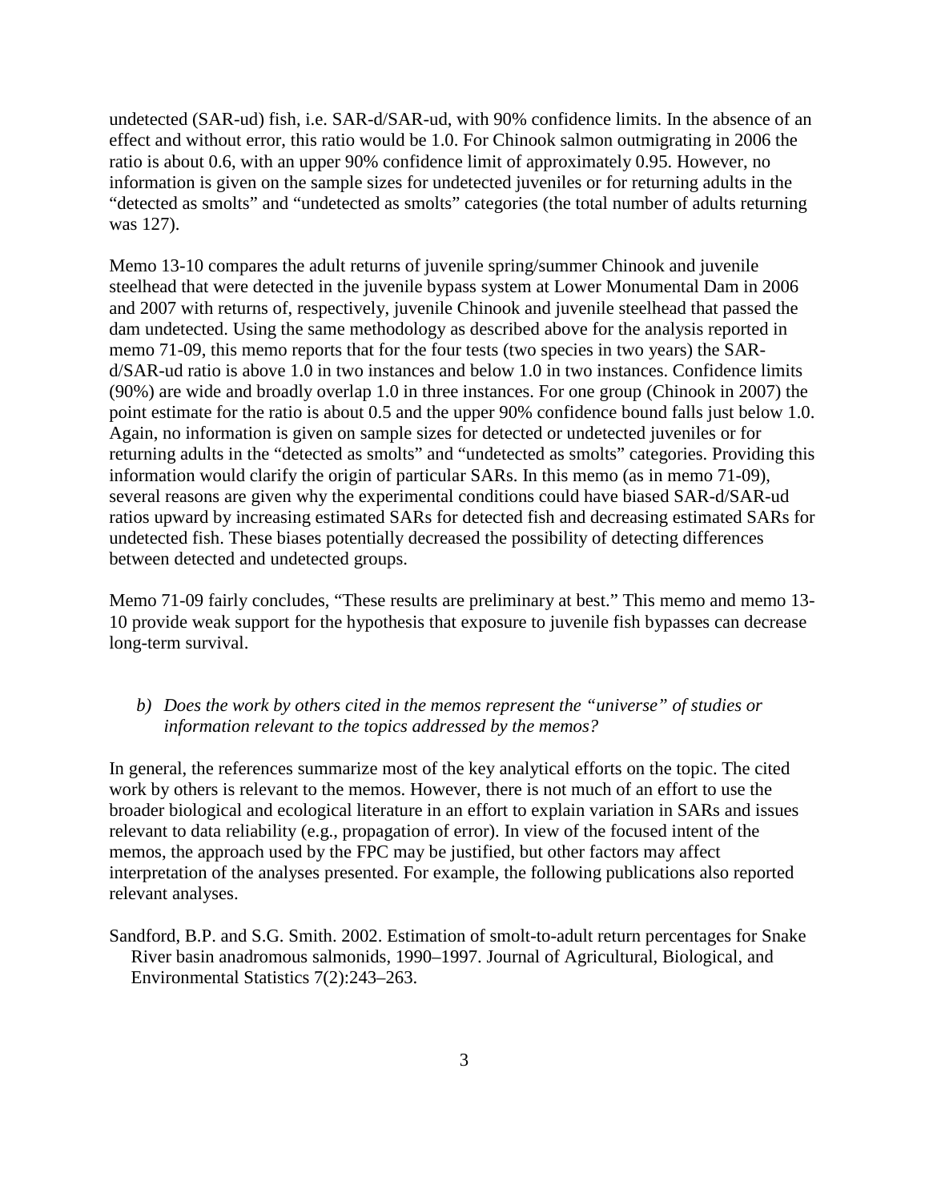undetected (SAR-ud) fish, i.e. SAR-d/SAR-ud, with 90% confidence limits. In the absence of an effect and without error, this ratio would be 1.0. For Chinook salmon outmigrating in 2006 the ratio is about 0.6, with an upper 90% confidence limit of approximately 0.95. However, no information is given on the sample sizes for undetected juveniles or for returning adults in the "detected as smolts" and "undetected as smolts" categories (the total number of adults returning was 127).

Memo 13-10 compares the adult returns of juvenile spring/summer Chinook and juvenile steelhead that were detected in the juvenile bypass system at Lower Monumental Dam in 2006 and 2007 with returns of, respectively, juvenile Chinook and juvenile steelhead that passed the dam undetected. Using the same methodology as described above for the analysis reported in memo 71-09, this memo reports that for the four tests (two species in two years) the SAR-d/SAR-ud ratio is above 1.0 in two instances and below 1.0 in two instances. Confidence limits (90%) are wide and broadly overlap 1.0 in three instances. For one group (Chinook in 2007) the point estimate for the ratio is about 0.5 and the upper 90% confidence bound falls just below 1.0. Again, no information is given on sample sizes for detected or undetected juveniles or for returning adults in the "detected as smolts" and "undetected as smolts" categories. Providing this information would clarify the origin of particular SARs. In this memo (as in memo 71-09), several reasons are given why the experimental conditions could have biased SAR-d/SAR-ud ratios upward by increasing estimated SARs for detected fish and decreasing estimated SARs for undetected fish. These biases potentially decreased the possibility of detecting differences between detected and undetected groups.

Memo 71-09 fairly concludes, "These results are preliminary at best." This memo and memo 13-10 provide weak support for the hypothesis that exposure to juvenile fish bypasses can decrease long-term survival.

*b) Does the work by others cited in the memos represent the "universe" of studies or information relevant to the topics addressed by the memos?*

In general, the references summarize most of the key analytical efforts on the topic. The cited work by others is relevant to the memos. However, there is not much of an effort to use the broader biological and ecological literature in an effort to explain variation in SARs and issues relevant to data reliability (e.g., propagation of error). In view of the focused intent of the memos, the approach used by the FPC may be justified, but other factors may affect interpretation of the analyses presented. For example, the following publications also reported relevant analyses.

Sandford, B.P. and S.G. Smith. 2002. Estimation of smolt-to-adult return percentages for Snake River basin anadromous salmonids, 1990–1997. Journal of Agricultural, Biological, and Environmental Statistics 7(2):243–263.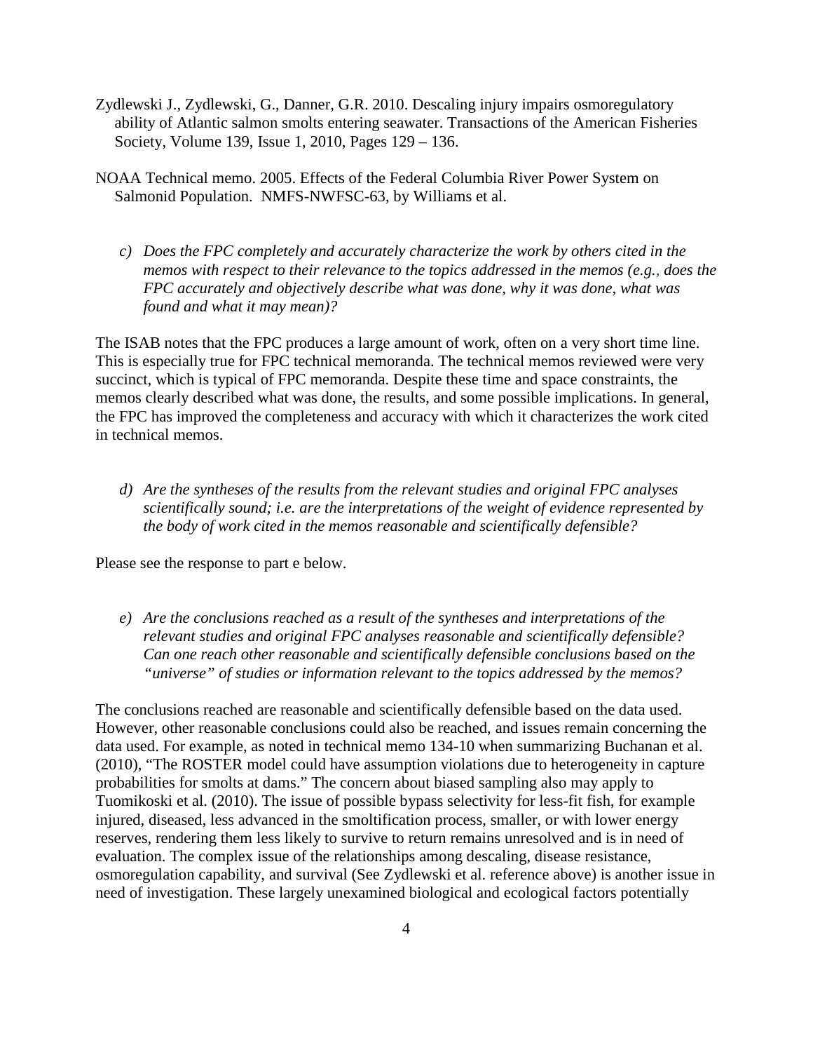Zydlewski J., Zydlewski, G., Danner, G.R. 2010. Descaling injury impairs osmoregulatory ability of Atlantic salmon smolts entering seawater. Transactions of the American Fisheries Society, Volume 139, Issue 1, 2010, Pages 129 – 136.

NOAA Technical memo. 2005. Effects of the Federal Columbia River Power System on Salmonid Population. NMFS-NWFSC-63, by Williams et al.

c) *Does the FPC completely and accurately characterize the work by others cited in the memos with respect to their relevance to the topics addressed in the memos (e.g., does the FPC accurately and objectively describe what was done, why it was done, what was found and what it may mean)?*

The ISAB notes that the FPC produces a large amount of work, often on a very short time line. This is especially true for FPC technical memoranda. The technical memos reviewed were very succinct, which is typical of FPC memoranda. Despite these time and space constraints, the memos clearly described what was done, the results, and some possible implications. In general, the FPC has improved the completeness and accuracy with which it characterizes the work cited in technical memos.

d) *Are the syntheses of the results from the relevant studies and original FPC analyses scientifically sound; i.e. are the interpretations of the weight of evidence represented by the body of work cited in the memos reasonable and scientifically defensible?*

Please see the response to part e below.

e) *Are the conclusions reached as a result of the syntheses and interpretations of the relevant studies and original FPC analyses reasonable and scientifically defensible? Can one reach other reasonable and scientifically defensible conclusions based on the "universe" of studies or information relevant to the topics addressed by the memos?*

The conclusions reached are reasonable and scientifically defensible based on the data used. However, other reasonable conclusions could also be reached, and issues remain concerning the data used. For example, as noted in technical memo 134-10 when summarizing Buchanan et al. (2010), "The ROSTER model could have assumption violations due to heterogeneity in capture probabilities for smolts at dams." The concern about biased sampling also may apply to Tuomikoski et al. (2010). The issue of possible bypass selectivity for less-fit fish, for example injured, diseased, less advanced in the smoltification process, smaller, or with lower energy reserves, rendering them less likely to survive to return remains unresolved and is in need of evaluation. The complex issue of the relationships among descaling, disease resistance, osmoregulation capability, and survival (See Zydlewski et al. reference above) is another issue in need of investigation. These largely unexamined biological and ecological factors potentially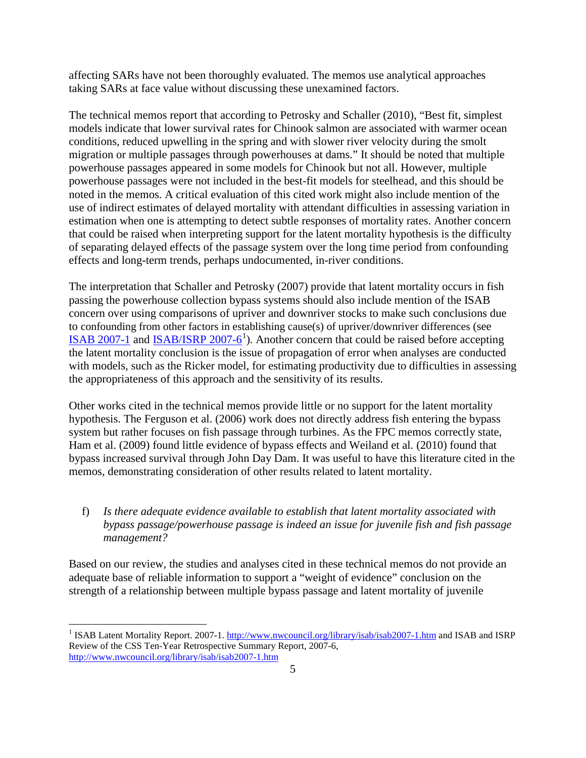affecting SARs have not been thoroughly evaluated. The memos use analytical approaches taking SARs at face value without discussing these unexamined factors.

The technical memos report that according to Petrosky and Schaller (2010), "Best fit, simplest models indicate that lower survival rates for Chinook salmon are associated with warmer ocean conditions, reduced upwelling in the spring and with slower river velocity during the smolt migration or multiple passages through powerhouses at dams." It should be noted that multiple powerhouse passages appeared in some models for Chinook but not all. However, multiple powerhouse passages were not included in the best-fit models for steelhead, and this should be noted in the memos. A critical evaluation of this cited work might also include mention of the use of indirect estimates of delayed mortality with attendant difficulties in assessing variation in estimation when one is attempting to detect subtle responses of mortality rates. Another concern that could be raised when interpreting support for the latent mortality hypothesis is the difficulty of separating delayed effects of the passage system over the long time period from confounding effects and long-term trends, perhaps undocumented, in-river conditions.

The interpretation that Schaller and Petrosky (2007) provide that latent mortality occurs in fish passing the powerhouse collection bypass systems should also include mention of the ISAB concern over using comparisons of upriver and downriver stocks to make such conclusions due to confounding from other factors in establishing cause(s) of upriver/downriver differences (see ISAB 2007-1 and ISAB/ISRP 2007-6[1]). Another concern that could be raised before accepting the latent mortality conclusion is the issue of propagation of error when analyses are conducted with models, such as the Ricker model, for estimating productivity due to difficulties in assessing the appropriateness of this approach and the sensitivity of its results.

Other works cited in the technical memos provide little or no support for the latent mortality hypothesis. The Ferguson et al. (2006) work does not directly address fish entering the bypass system but rather focuses on fish passage through turbines. As the FPC memos correctly state, Ham et al. (2009) found little evidence of bypass effects and Weiland et al. (2010) found that bypass increased survival through John Day Dam. It was useful to have this literature cited in the memos, demonstrating consideration of other results related to latent mortality.

f) *Is there adequate evidence available to establish that latent mortality associated with bypass passage/powerhouse passage is indeed an issue for juvenile fish and fish passage management?*

Based on our review, the studies and analyses cited in these technical memos do not provide an adequate base of reliable information to support a "weight of evidence" conclusion on the strength of a relationship between multiple bypass passage and latent mortality of juvenile

[1] ISAB Latent Mortality Report. 2007-1. http://www.nwcouncil.org/library/isab/isab2007-1.htm and ISAB and ISRP Review of the CSS Ten-Year Retrospective Summary Report, 2007-6, http://www.nwcouncil.org/library/isab/isab2007-1.htm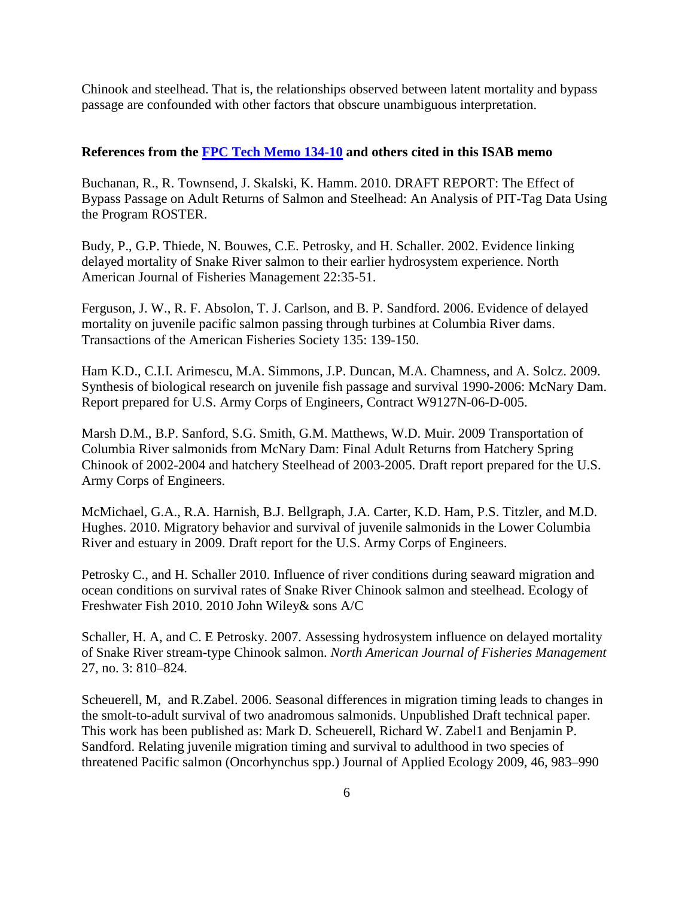Chinook and steelhead. That is, the relationships observed between latent mortality and bypass passage are confounded with other factors that obscure unambiguous interpretation.

**References from the FPC Tech Memo 134-10 and others cited in this ISAB memo**

Buchanan, R., R. Townsend, J. Skalski, K. Hamm. 2010. DRAFT REPORT: The Effect of Bypass Passage on Adult Returns of Salmon and Steelhead: An Analysis of PIT-Tag Data Using the Program ROSTER.

Budy, P., G.P. Thiede, N. Bouwes, C.E. Petrosky, and H. Schaller. 2002. Evidence linking delayed mortality of Snake River salmon to their earlier hydrosystem experience. North American Journal of Fisheries Management 22:35-51.

Ferguson, J. W., R. F. Absolon, T. J. Carlson, and B. P. Sandford. 2006. Evidence of delayed mortality on juvenile pacific salmon passing through turbines at Columbia River dams. Transactions of the American Fisheries Society 135: 139-150.

Ham K.D., C.I.I. Arimescu, M.A. Simmons, J.P. Duncan, M.A. Chamness, and A. Solcz. 2009. Synthesis of biological research on juvenile fish passage and survival 1990-2006: McNary Dam. Report prepared for U.S. Army Corps of Engineers, Contract W9127N-06-D-005.

Marsh D.M., B.P. Sanford, S.G. Smith, G.M. Matthews, W.D. Muir. 2009 Transportation of Columbia River salmonids from McNary Dam: Final Adult Returns from Hatchery Spring Chinook of 2002-2004 and hatchery Steelhead of 2003-2005. Draft report prepared for the U.S. Army Corps of Engineers.

McMichael, G.A., R.A. Harnish, B.J. Bellgraph, J.A. Carter, K.D. Ham, P.S. Titzler, and M.D. Hughes. 2010. Migratory behavior and survival of juvenile salmonids in the Lower Columbia River and estuary in 2009. Draft report for the U.S. Army Corps of Engineers.

Petrosky C., and H. Schaller 2010. Influence of river conditions during seaward migration and ocean conditions on survival rates of Snake River Chinook salmon and steelhead. Ecology of Freshwater Fish 2010. 2010 John Wiley& sons A/C

Schaller, H. A, and C. E Petrosky. 2007. Assessing hydrosystem influence on delayed mortality of Snake River stream-type Chinook salmon. *North American Journal of Fisheries Management* 27, no. 3: 810–824.

Scheuerell, M, and R.Zabel. 2006. Seasonal differences in migration timing leads to changes in the smolt-to-adult survival of two anadromous salmonids. Unpublished Draft technical paper. This work has been published as: Mark D. Scheuerell, Richard W. Zabel1 and Benjamin P. Sandford. Relating juvenile migration timing and survival to adulthood in two species of threatened Pacific salmon (Oncorhynchus spp.) Journal of Applied Ecology 2009, 46, 983–990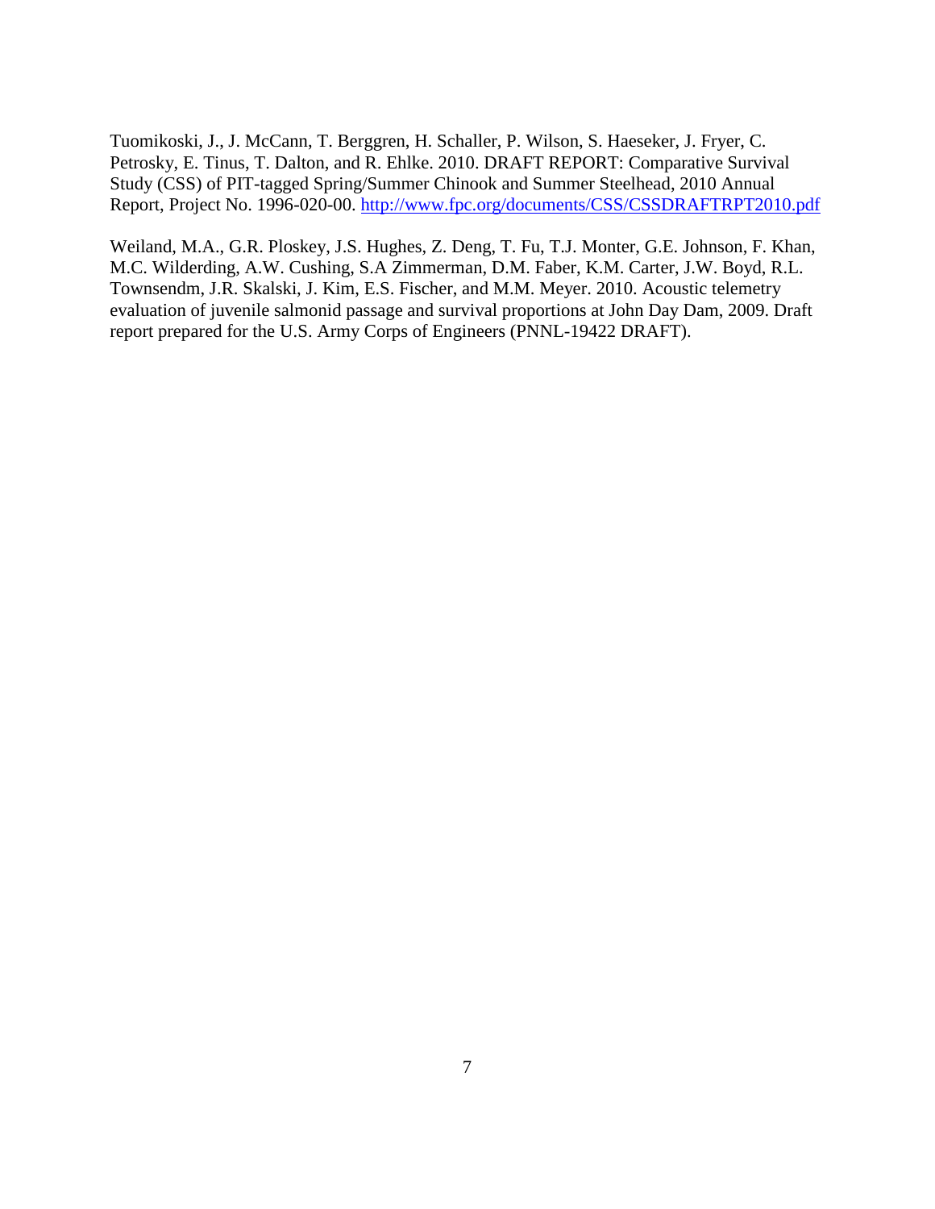Tuomikoski, J., J. McCann, T. Berggren, H. Schaller, P. Wilson, S. Haeseker, J. Fryer, C. Petrosky, E. Tinus, T. Dalton, and R. Ehlke. 2010. DRAFT REPORT: Comparative Survival Study (CSS) of PIT-tagged Spring/Summer Chinook and Summer Steelhead, 2010 Annual Report, Project No. 1996-020-00. http://www.fpc.org/documents/CSS/CSSDRAFTRPT2010.pdf

Weiland, M.A., G.R. Ploskey, J.S. Hughes, Z. Deng, T. Fu, T.J. Monter, G.E. Johnson, F. Khan, M.C. Wilderding, A.W. Cushing, S.A Zimmerman, D.M. Faber, K.M. Carter, J.W. Boyd, R.L. Townsendm, J.R. Skalski, J. Kim, E.S. Fischer, and M.M. Meyer. 2010. Acoustic telemetry evaluation of juvenile salmonid passage and survival proportions at John Day Dam, 2009. Draft report prepared for the U.S. Army Corps of Engineers (PNNL-19422 DRAFT).